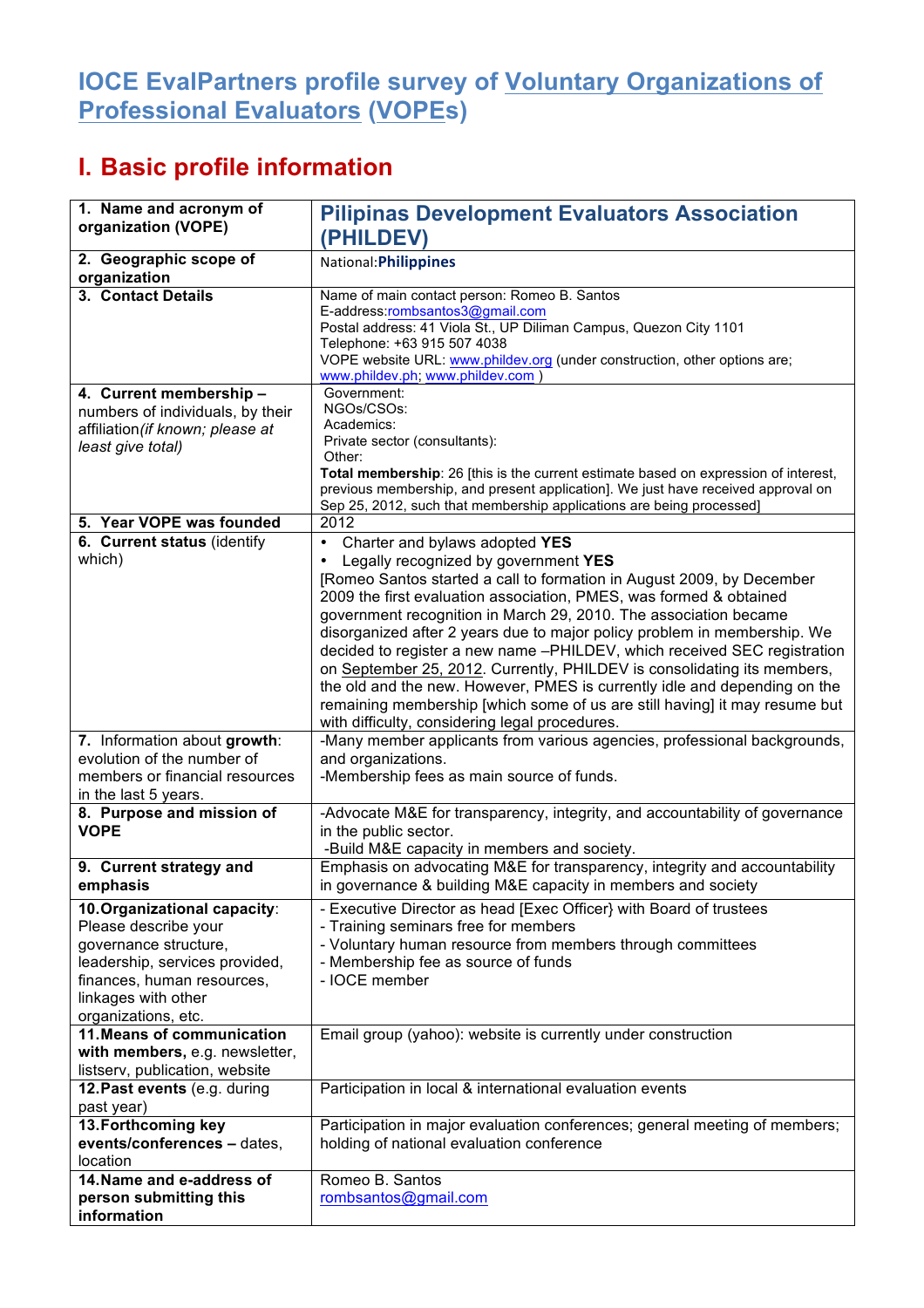# IOCE EvalPartners profile survey of Voluntary Organizations of Professional Evaluators (VOPEs)

## I. Basic profile information

| | |
|---|---|
| **1. Name and acronym of organization (VOPE)** | **Pilipinas Development Evaluators Association (PHILDEV)** |
| **2. Geographic scope of organization** | National:**Philippines** |
| **3. Contact Details** | Name of main contact person: Romeo B. Santos<br>E-address:rombsantos3@gmail.com<br>Postal address: 41 Viola St., UP Diliman Campus, Quezon City 1101<br>Telephone: +63 915 507 4038<br>VOPE website URL: www.phildev.org (under construction, other options are; www.phildev.ph; www.phildev.com ) |
| **4. Current membership –** numbers of individuals, by their affiliation*(if known; please at least give total)* | Government:<br>NGOs/CSOs:<br>Academics:<br>Private sector (consultants):<br>Other:<br>**Total membership**: 26 [this is the current estimate based on expression of interest, previous membership, and present application]. We just have received approval on Sep 25, 2012, such that membership applications are being processed] |
| **5. Year VOPE was founded** | 2012 |
| **6. Current status** (identify which) | • Charter and bylaws adopted **YES**<br>• Legally recognized by government **YES**<br>[Romeo Santos started a call to formation in August 2009, by December 2009 the first evaluation association, PMES, was formed & obtained government recognition in March 29, 2010. The association became disorganized after 2 years due to major policy problem in membership. We decided to register a new name –PHILDEV, which received SEC registration on September 25, 2012. Currently, PHILDEV is consolidating its members, the old and the new. However, PMES is currently idle and depending on the remaining membership [which some of us are still having] it may resume but with difficulty, considering legal procedures. |
| **7.** Information about **growth**: evolution of the number of members or financial resources in the last 5 years. | -Many member applicants from various agencies, professional backgrounds, and organizations.<br>-Membership fees as main source of funds. |
| **8. Purpose and mission of VOPE** | -Advocate M&E for transparency, integrity, and accountability of governance in the public sector.<br>-Build M&E capacity in members and society. |
| **9. Current strategy and emphasis** | Emphasis on advocating M&E for transparency, integrity and accountability in governance & building M&E capacity in members and society |
| **10.Organizational capacity**: Please describe your governance structure, leadership, services provided, finances, human resources, linkages with other organizations, etc. | - Executive Director as head [Exec Officer} with Board of trustees<br>- Training seminars free for members<br>- Voluntary human resource from members through committees<br>- Membership fee as source of funds<br>- IOCE member |
| **11.Means of communication with members,** e.g. newsletter, listserv, publication, website | Email group (yahoo): website is currently under construction |
| **12.Past events** (e.g. during past year) | Participation in local & international evaluation events |
| **13.Forthcoming key events/conferences –** dates, location | Participation in major evaluation conferences; general meeting of members; holding of national evaluation conference |
| **14.Name and e-address of person submitting this information** | Romeo B. Santos<br>rombsantos@gmail.com |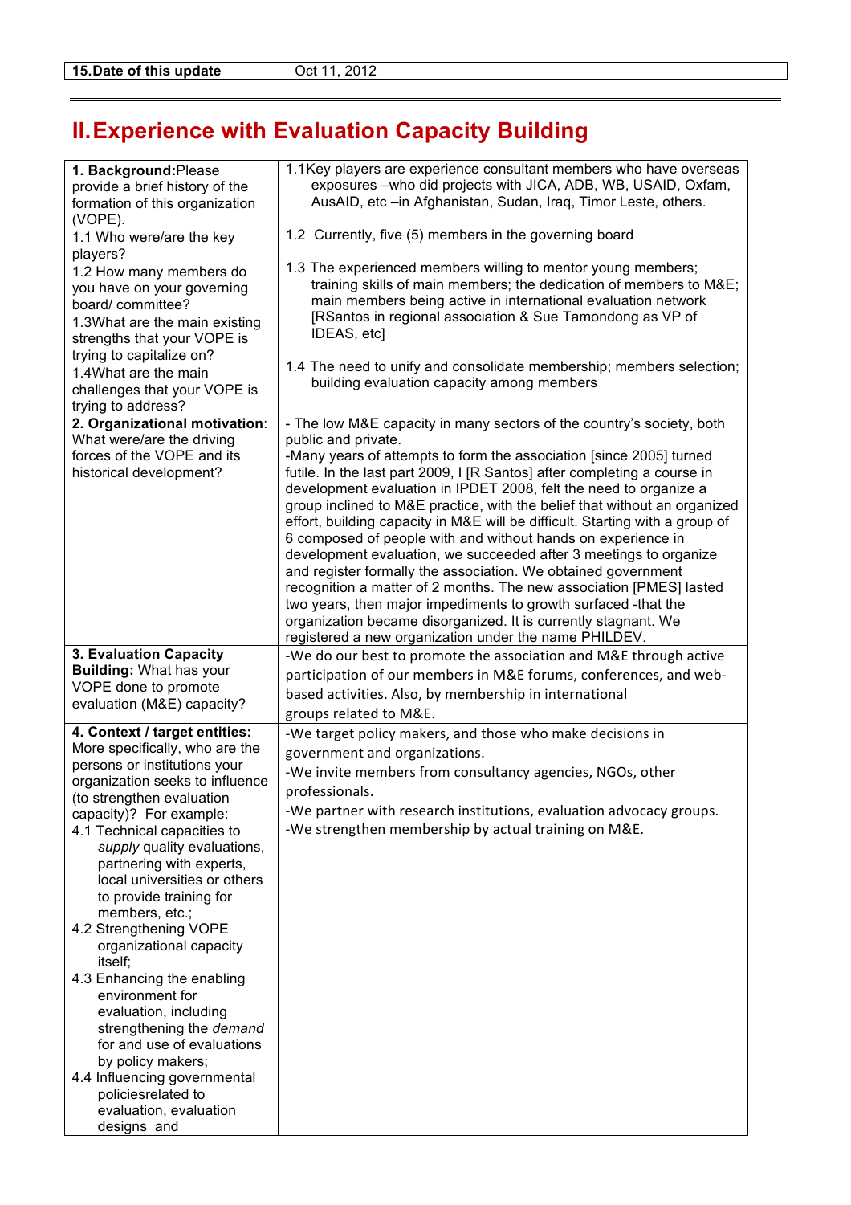| 15.Date of this update | Oct 11, 2012 |
|---|---|

## II.Experience with Evaluation Capacity Building

| | |
|---|---|
| **1. Background:**Please provide a brief history of the formation of this organization (VOPE).<br>1.1 Who were/are the key players?<br>1.2 How many members do you have on your governing board/ committee?<br>1.3What are the main existing strengths that your VOPE is trying to capitalize on?<br>1.4What are the main challenges that your VOPE is trying to address? | 1.1Key players are experience consultant members who have overseas exposures –who did projects with JICA, ADB, WB, USAID, Oxfam, AusAID, etc –in Afghanistan, Sudan, Iraq, Timor Leste, others.<br>1.2 Currently, five (5) members in the governing board<br>1.3 The experienced members willing to mentor young members; training skills of main members; the dedication of members to M&E; main members being active in international evaluation network [RSantos in regional association & Sue Tamondong as VP of IDEAS, etc]<br>1.4 The need to unify and consolidate membership; members selection; building evaluation capacity among members |
| **2. Organizational motivation**: What were/are the driving forces of the VOPE and its historical development? | - The low M&E capacity in many sectors of the country's society, both public and private.<br>-Many years of attempts to form the association [since 2005] turned futile. In the last part 2009, I [R Santos] after completing a course in development evaluation in IPDET 2008, felt the need to organize a group inclined to M&E practice, with the belief that without an organized effort, building capacity in M&E will be difficult. Starting with a group of 6 composed of people with and without hands on experience in development evaluation, we succeeded after 3 meetings to organize and register formally the association. We obtained government recognition a matter of 2 months. The new association [PMES] lasted two years, then major impediments to growth surfaced -that the organization became disorganized. It is currently stagnant. We registered a new organization under the name PHILDEV. |
| **3. Evaluation Capacity Building:** What has your VOPE done to promote evaluation (M&E) capacity? | -We do our best to promote the association and M&E through active participation of our members in M&E forums, conferences, and web-based activities. Also, by membership in international groups related to M&E. |
| **4. Context / target entities:** More specifically, who are the persons or institutions your organization seeks to influence (to strengthen evaluation capacity)? For example:<br>4.1 Technical capacities to *supply* quality evaluations, partnering with experts, local universities or others to provide training for members, etc.;<br>4.2 Strengthening VOPE organizational capacity itself;<br>4.3 Enhancing the enabling environment for evaluation, including strengthening the *demand* for and use of evaluations by policy makers;<br>4.4 Influencing governmental policiesrelated to evaluation, evaluation designs and | -We target policy makers, and those who make decisions in government and organizations.<br>-We invite members from consultancy agencies, NGOs, other professionals.<br>-We partner with research institutions, evaluation advocacy groups.<br>-We strengthen membership by actual training on M&E. |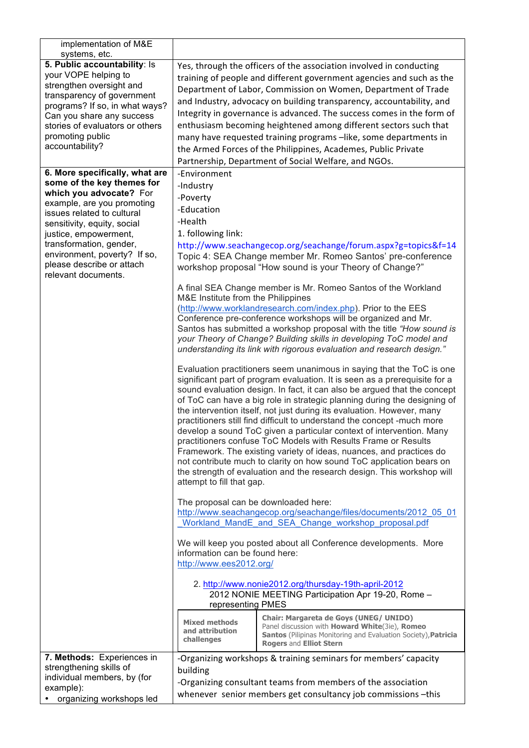| | |
|---|---|
| implementation of M&E systems, etc. | |
| **5. Public accountability**: Is your VOPE helping to strengthen government oversight and transparency of government programs? If so, in what ways? Can you share any success stories of evaluators or others promoting public accountability? | Yes, through the officers of the association involved in conducting training of people and different government agencies and such as the Department of Labor, Commission on Women, Department of Trade and Industry, advocacy on building transparency, accountability, and Integrity in governance is advanced. The success comes in the form of enthusiasm becoming heightened among different sectors such that many have requested training programs –like, some departments in the Armed Forces of the Philippines, Academes, Public Private Partnership, Department of Social Welfare, and NGOs. |
| **6. More specifically, what are some of the key themes for which you advocate?** For example, are you promoting issues related to cultural sensitivity, equity, social justice, empowerment, transformation, gender, environment, poverty? If so, please describe or attach relevant documents. | -Environment<br>-Industry<br>-Poverty<br>-Education<br>-Health<br>1. following link:<br>http://www.seachangecop.org/seachange/forum.aspx?g=topics&f=14<br>Topic 4: SEA Change member Mr. Romeo Santos' pre-conference workshop proposal "How sound is your Theory of Change?"<br><br>A final SEA Change member is Mr. Romeo Santos of the Workland M&E Institute from the Philippines (http://www.worklandresearch.com/index.php). Prior to the EES Conference pre-conference workshops will be organized and Mr. Santos has submitted a workshop proposal with the title *"How sound is your Theory of Change? Building skills in developing ToC model and understanding its link with rigorous evaluation and research design."*<br><br>Evaluation practitioners seem unanimous in saying that the ToC is one significant part of program evaluation. It is seen as a prerequisite for a sound evaluation design. In fact, it can also be argued that the concept of ToC can have a big role in strategic planning during the designing of the intervention itself, not just during its evaluation. However, many practitioners still find difficult to understand the concept -much more develop a sound ToC given a particular context of intervention. Many practitioners confuse ToC Models with Results Frame or Results Framework. The existing variety of ideas, nuances, and practices do not contribute much to clarity on how sound ToC application bears on the strength of evaluation and the research design. This workshop will attempt to fill that gap.<br><br>The proposal can be downloaded here:<br>http://www.seachangecop.org/seachange/files/documents/2012_05_01_Workland_MandE_and_SEA_Change_workshop_proposal.pdf<br><br>We will keep you posted about all Conference developments. More information can be found here:<br>http://www.ees2012.org/<br><br>2. http://www.nonie2012.org/thursday-19th-april-2012<br>2012 NONIE MEETING Participation Apr 19-20, Rome – representing PMES<br><br>**Mixed methods and attribution challenges** — **Chair: Margareta de Goys (UNEG/ UNIDO)** Panel discussion with **Howard White**(3ie), **Romeo Santos** (Pilipinas Monitoring and Evaluation Society),**Patricia Rogers** and **Elliot Stern** |
| **7. Methods:** Experiences in strengthening skills of individual members, by (for example):<br>• organizing workshops led | -Organizing workshops & training seminars for members' capacity building<br>-Organizing consultant teams from members of the association whenever senior members get consultancy job commissions –this |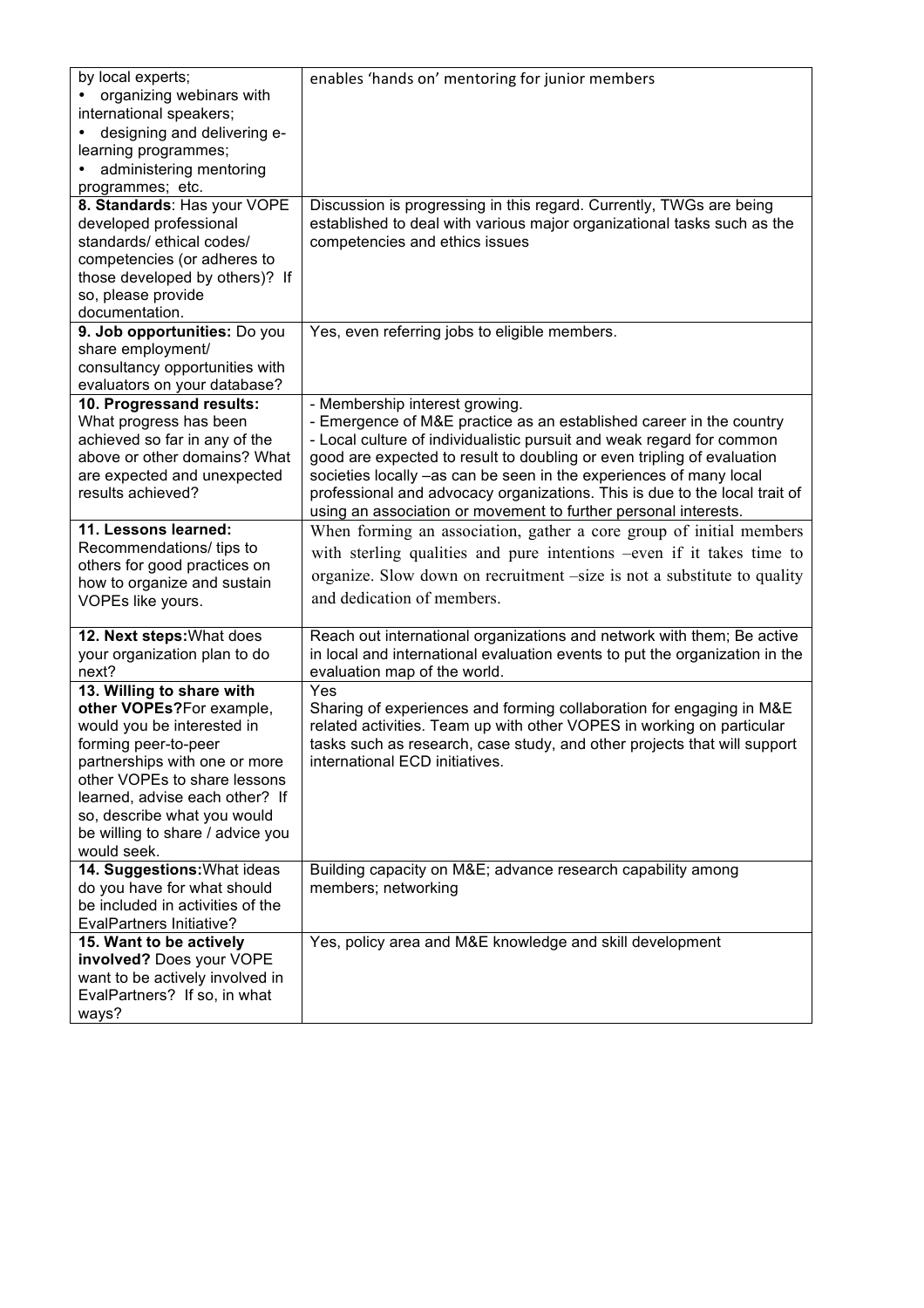| | |
|---|---|
| by local experts;<br>• organizing webinars with international speakers;<br>• designing and delivering e-learning programmes;<br>• administering mentoring programmes; etc. | enables 'hands on' mentoring for junior members |
| **8. Standards**: Has your VOPE developed professional standards/ ethical codes/ competencies (or adheres to those developed by others)? If so, please provide documentation. | Discussion is progressing in this regard. Currently, TWGs are being established to deal with various major organizational tasks such as the competencies and ethics issues |
| **9. Job opportunities:** Do you share employment/ consultancy opportunities with evaluators on your database? | Yes, even referring jobs to eligible members. |
| **10. Progressand results:** What progress has been achieved so far in any of the above or other domains? What are expected and unexpected results achieved? | - Membership interest growing.<br>- Emergence of M&E practice as an established career in the country<br>- Local culture of individualistic pursuit and weak regard for common good are expected to result to doubling or even tripling of evaluation societies locally –as can be seen in the experiences of many local professional and advocacy organizations. This is due to the local trait of using an association or movement to further personal interests. |
| **11. Lessons learned:** Recommendations/ tips to others for good practices on how to organize and sustain VOPEs like yours. | When forming an association, gather a core group of initial members with sterling qualities and pure intentions –even if it takes time to organize. Slow down on recruitment –size is not a substitute to quality and dedication of members. |
| **12. Next steps:**What does your organization plan to do next? | Reach out international organizations and network with them; Be active in local and international evaluation events to put the organization in the evaluation map of the world. |
| **13. Willing to share with other VOPEs?**For example, would you be interested in forming peer-to-peer partnerships with one or more other VOPEs to share lessons learned, advise each other? If so, describe what you would be willing to share / advice you would seek. | Yes<br>Sharing of experiences and forming collaboration for engaging in M&E related activities. Team up with other VOPES in working on particular tasks such as research, case study, and other projects that will support international ECD initiatives. |
| **14. Suggestions:**What ideas do you have for what should be included in activities of the EvalPartners Initiative? | Building capacity on M&E; advance research capability among members; networking |
| **15. Want to be actively involved?** Does your VOPE want to be actively involved in EvalPartners? If so, in what ways? | Yes, policy area and M&E knowledge and skill development |